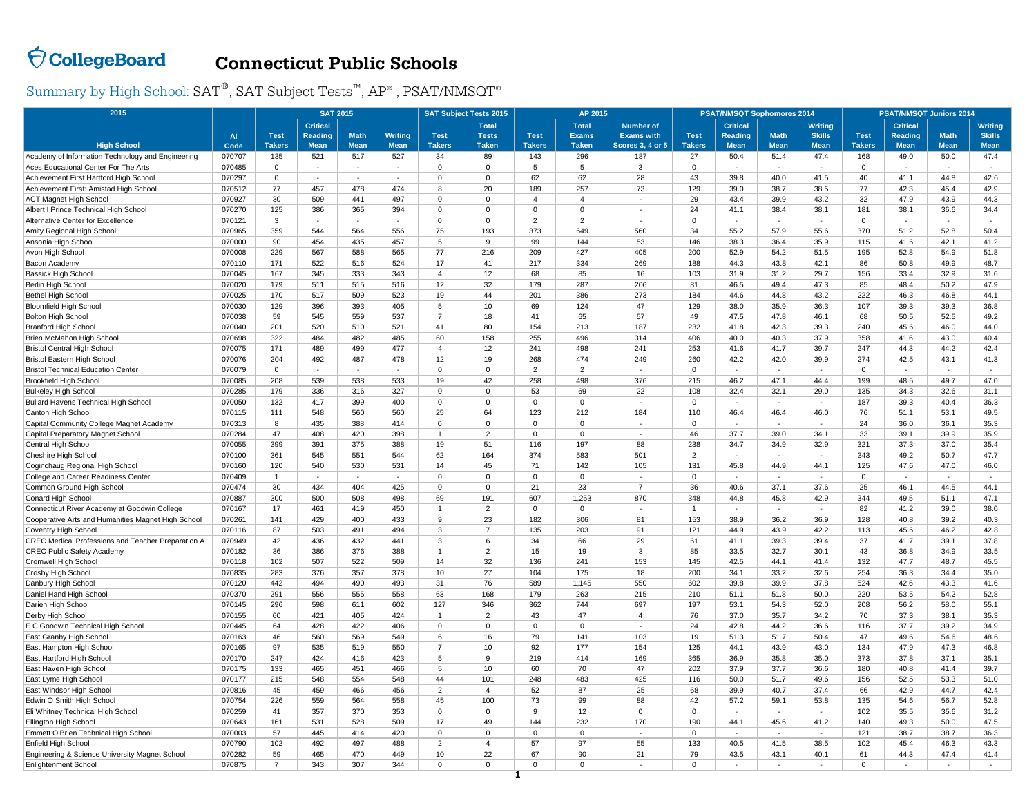# Connecticut Public Schools

## Summary by High School: SAT®, SAT Subject Tests™, AP®, PSAT/NMSQT®

| 2015 | | SAT 2015 | | | | SAT Subject Tests 2015 | | AP 2015 | | | PSAT/NMSQT Sophomores 2014 | | | | PSAT/NMSQT Juniors 2014 | | | |
|---|---|---|---|---|---|---|---|---|---|---|---|---|---|---|---|---|---|---|
| High School | AI Code | Test Takers | Critical Reading Mean | Math Mean | Writing Mean | Test Takers | Total Tests Taken | Test Takers | Total Exams Taken | Number of Exams with Scores 3, 4 or 5 | Test Takers | Critical Reading Mean | Math Mean | Writing Skills Mean | Test Takers | Critical Reading Mean | Math Mean | Writing Skills Mean |
| Academy of Information Technology and Engineering | 070707 | 135 | 521 | 517 | 527 | 34 | 89 | 143 | 296 | 187 | 27 | 50.4 | 51.4 | 47.4 | 168 | 49.0 | 50.0 | 47.4 |
| Aces Educational Center For The Arts | 070485 | 0 | - | - | - | 0 | 0 | 5 | 5 | 3 | 0 | - | - | - | 0 | - | - | - |
| Achievement First Hartford High School | 070297 | 0 | - | - | - | 0 | 0 | 62 | 62 | 28 | 43 | 39.8 | 40.0 | 41.5 | 40 | 41.1 | 44.8 | 42.6 |
| Achievement First: Amistad High School | 070512 | 77 | 457 | 478 | 474 | 8 | 20 | 189 | 257 | 73 | 129 | 39.0 | 38.7 | 38.5 | 77 | 42.3 | 45.4 | 42.9 |
| ACT Magnet High School | 070927 | 30 | 509 | 441 | 497 | 0 | 0 | 4 | 4 | - | 29 | 43.4 | 39.9 | 43.2 | 32 | 47.9 | 43.9 | 44.3 |
| Albert I Prince Technical High School | 070270 | 125 | 386 | 365 | 394 | 0 | 0 | 0 | 0 | - | 24 | 41.1 | 38.4 | 38.1 | 181 | 38.1 | 36.6 | 34.4 |
| Alternative Center for Excellence | 070121 | 3 | - | - | - | 0 | 0 | 2 | 2 | - | 0 | - | - | - | 0 | - | - | - |
| Amity Regional High School | 070965 | 359 | 544 | 564 | 556 | 75 | 193 | 373 | 649 | 560 | 34 | 55.2 | 57.9 | 55.6 | 370 | 51.2 | 52.8 | 50.4 |
| Ansonia High School | 070000 | 90 | 454 | 435 | 457 | 5 | 9 | 99 | 144 | 53 | 146 | 38.3 | 36.4 | 35.9 | 115 | 41.6 | 42.1 | 41.2 |
| Avon High School | 070008 | 229 | 567 | 588 | 565 | 77 | 216 | 209 | 427 | 405 | 200 | 52.9 | 54.2 | 51.5 | 195 | 52.8 | 54.9 | 51.8 |
| Bacon Academy | 070110 | 171 | 522 | 516 | 524 | 17 | 41 | 217 | 334 | 269 | 188 | 44.3 | 43.8 | 42.1 | 86 | 50.8 | 49.9 | 48.7 |
| Bassick High School | 070045 | 167 | 345 | 333 | 343 | 4 | 12 | 68 | 85 | 16 | 103 | 31.9 | 31.2 | 29.7 | 156 | 33.4 | 32.9 | 31.6 |
| Berlin High School | 070020 | 179 | 511 | 515 | 516 | 12 | 32 | 179 | 287 | 206 | 81 | 46.5 | 49.4 | 47.3 | 85 | 48.4 | 50.2 | 47.9 |
| Bethel High School | 070025 | 170 | 517 | 509 | 523 | 19 | 44 | 201 | 386 | 273 | 184 | 44.6 | 44.8 | 43.2 | 222 | 46.3 | 46.8 | 44.1 |
| Bloomfield High School | 070030 | 129 | 396 | 393 | 405 | 5 | 10 | 69 | 124 | 47 | 129 | 38.0 | 35.9 | 36.3 | 107 | 39.3 | 39.3 | 36.8 |
| Bolton High School | 070038 | 59 | 545 | 559 | 537 | 7 | 18 | 41 | 65 | 57 | 49 | 47.5 | 47.8 | 46.1 | 68 | 50.5 | 52.5 | 49.2 |
| Branford High School | 070040 | 201 | 520 | 510 | 521 | 41 | 80 | 154 | 213 | 187 | 232 | 41.8 | 42.3 | 39.3 | 240 | 45.6 | 46.0 | 44.0 |
| Brien McMahon High School | 070698 | 322 | 484 | 482 | 485 | 60 | 158 | 255 | 496 | 314 | 406 | 40.0 | 40.3 | 37.9 | 358 | 41.6 | 43.0 | 40.4 |
| Bristol Central High School | 070075 | 171 | 489 | 499 | 477 | 4 | 12 | 241 | 498 | 241 | 253 | 41.6 | 41.7 | 39.7 | 247 | 44.3 | 44.2 | 42.4 |
| Bristol Eastern High School | 070076 | 204 | 492 | 487 | 478 | 12 | 19 | 268 | 474 | 249 | 260 | 42.2 | 42.0 | 39.9 | 274 | 42.5 | 43.1 | 41.3 |
| Bristol Technical Education Center | 070079 | 0 | - | - | - | 0 | 0 | 2 | 2 | - | 0 | - | - | - | 0 | - | - | - |
| Brookfield High School | 070085 | 208 | 539 | 538 | 533 | 19 | 42 | 258 | 498 | 376 | 215 | 46.2 | 47.1 | 44.4 | 199 | 48.5 | 49.7 | 47.0 |
| Bulkeley High School | 070285 | 179 | 336 | 316 | 327 | 0 | 0 | 53 | 69 | 22 | 108 | 32.4 | 32.1 | 29.0 | 135 | 34.3 | 32.6 | 31.1 |
| Bullard Havens Technical High School | 070050 | 132 | 417 | 399 | 400 | 0 | 0 | 0 | 0 | - | 0 | - | - | - | 187 | 39.3 | 40.4 | 36.3 |
| Canton High School | 070115 | 111 | 548 | 560 | 560 | 25 | 64 | 123 | 212 | 184 | 110 | 46.4 | 46.4 | 46.0 | 76 | 51.1 | 53.1 | 49.5 |
| Capital Community College Magnet Academy | 070313 | 8 | 435 | 388 | 414 | 0 | 0 | 0 | 0 | - | 0 | - | - | - | 24 | 36.0 | 36.1 | 35.3 |
| Capital Preparatory Magnet School | 070284 | 47 | 408 | 420 | 398 | 1 | 2 | 0 | 0 | - | 46 | 37.7 | 39.0 | 34.1 | 33 | 39.1 | 39.9 | 35.9 |
| Central High School | 070055 | 399 | 391 | 375 | 388 | 19 | 51 | 116 | 197 | 88 | 238 | 34.7 | 34.9 | 32.9 | 321 | 37.3 | 37.0 | 35.4 |
| Cheshire High School | 070100 | 361 | 545 | 551 | 544 | 62 | 164 | 374 | 583 | 501 | 2 | - | - | - | 343 | 49.2 | 50.7 | 47.7 |
| Coginchaug Regional High School | 070160 | 120 | 540 | 530 | 531 | 14 | 45 | 71 | 142 | 105 | 131 | 45.8 | 44.9 | 44.1 | 125 | 47.6 | 47.0 | 46.0 |
| College and Career Readiness Center | 070409 | 1 | - | - | - | 0 | 0 | 0 | 0 | - | 0 | - | - | - | 0 | - | - | - |
| Common Ground High School | 070474 | 30 | 434 | 404 | 425 | 0 | 0 | 21 | 23 | 7 | 36 | 40.6 | 37.1 | 37.6 | 25 | 46.1 | 44.5 | 44.1 |
| Conard High School | 070887 | 300 | 500 | 508 | 498 | 69 | 191 | 607 | 1,253 | 870 | 348 | 44.8 | 45.8 | 42.9 | 344 | 49.5 | 51.1 | 47.1 |
| Connecticut River Academy at Goodwin College | 070167 | 17 | 461 | 419 | 450 | 1 | 2 | 0 | 0 | - | 1 | - | - | - | 82 | 41.2 | 39.0 | 38.0 |
| Cooperative Arts and Humanities Magnet High School | 070261 | 141 | 429 | 400 | 433 | 9 | 23 | 182 | 306 | 81 | 153 | 38.9 | 36.2 | 36.9 | 128 | 40.8 | 39.2 | 40.3 |
| Coventry High School | 070116 | 87 | 503 | 491 | 494 | 3 | 7 | 135 | 203 | 91 | 121 | 44.9 | 43.9 | 42.2 | 113 | 45.6 | 46.2 | 42.8 |
| CREC Medical Professions and Teacher Preparation A | 070949 | 42 | 436 | 432 | 441 | 3 | 6 | 34 | 66 | 29 | 61 | 41.1 | 39.3 | 39.4 | 37 | 41.7 | 39.1 | 37.8 |
| CREC Public Safety Academy | 070182 | 36 | 386 | 376 | 388 | 1 | 2 | 15 | 19 | 3 | 85 | 33.5 | 32.7 | 30.1 | 43 | 36.8 | 34.9 | 33.5 |
| Cromwell High School | 070118 | 102 | 507 | 522 | 509 | 14 | 32 | 136 | 241 | 153 | 145 | 42.5 | 44.1 | 41.4 | 132 | 47.7 | 48.7 | 45.5 |
| Crosby High School | 070835 | 283 | 376 | 357 | 378 | 10 | 27 | 104 | 175 | 18 | 200 | 34.1 | 33.2 | 32.6 | 254 | 36.3 | 34.4 | 35.0 |
| Danbury High School | 070120 | 442 | 494 | 490 | 493 | 31 | 76 | 589 | 1,145 | 550 | 602 | 39.8 | 39.9 | 37.8 | 524 | 42.6 | 43.3 | 41.6 |
| Daniel Hand High School | 070370 | 291 | 556 | 555 | 558 | 63 | 168 | 179 | 263 | 215 | 210 | 51.1 | 51.8 | 50.0 | 220 | 53.5 | 54.2 | 52.8 |
| Darien High School | 070145 | 296 | 598 | 611 | 602 | 127 | 346 | 362 | 744 | 697 | 197 | 53.1 | 54.3 | 52.0 | 208 | 56.2 | 58.0 | 55.1 |
| Derby High School | 070155 | 60 | 421 | 405 | 424 | 1 | 2 | 43 | 47 | 4 | 76 | 37.0 | 35.7 | 34.2 | 70 | 37.3 | 38.1 | 35.3 |
| E C Goodwin Technical High School | 070445 | 64 | 428 | 422 | 406 | 0 | 0 | 0 | 0 | - | 24 | 42.8 | 44.2 | 36.6 | 116 | 37.7 | 39.2 | 34.9 |
| East Granby High School | 070163 | 46 | 560 | 569 | 549 | 6 | 16 | 79 | 141 | 103 | 19 | 51.3 | 51.7 | 50.4 | 47 | 49.6 | 54.6 | 48.6 |
| East Hampton High School | 070165 | 97 | 535 | 519 | 550 | 7 | 10 | 92 | 177 | 154 | 125 | 44.1 | 43.9 | 43.0 | 134 | 47.9 | 47.3 | 46.8 |
| East Hartford High School | 070170 | 247 | 424 | 416 | 423 | 5 | 9 | 219 | 414 | 169 | 365 | 36.9 | 35.8 | 35.0 | 373 | 37.8 | 37.1 | 35.1 |
| East Haven High School | 070175 | 133 | 465 | 451 | 466 | 5 | 10 | 60 | 70 | 47 | 202 | 37.9 | 37.7 | 36.6 | 180 | 40.8 | 41.4 | 39.7 |
| East Lyme High School | 070177 | 215 | 548 | 554 | 548 | 44 | 101 | 248 | 483 | 425 | 116 | 50.0 | 51.7 | 49.6 | 156 | 52.5 | 53.3 | 51.0 |
| East Windsor High School | 070816 | 45 | 459 | 466 | 456 | 2 | 4 | 52 | 87 | 25 | 68 | 39.9 | 40.7 | 37.4 | 66 | 42.9 | 44.7 | 42.4 |
| Edwin O Smith High School | 070754 | 226 | 559 | 564 | 558 | 45 | 100 | 73 | 99 | 88 | 42 | 57.2 | 59.1 | 53.8 | 135 | 54.6 | 56.7 | 52.8 |
| Eli Whitney Technical High School | 070259 | 41 | 357 | 370 | 353 | 0 | 0 | 9 | 12 | 0 | 0 | - | - | - | 102 | 35.5 | 35.6 | 31.2 |
| Ellington High School | 070643 | 161 | 531 | 528 | 509 | 17 | 49 | 144 | 232 | 170 | 190 | 44.1 | 45.6 | 41.2 | 140 | 49.3 | 50.0 | 47.5 |
| Emmett O'Brien Technical High School | 070003 | 57 | 445 | 414 | 420 | 0 | 0 | 0 | 0 | - | 0 | - | - | - | 121 | 38.7 | 38.7 | 36.3 |
| Enfield High School | 070790 | 102 | 492 | 497 | 488 | 2 | 4 | 57 | 97 | 55 | 133 | 40.5 | 41.5 | 38.5 | 102 | 45.4 | 46.3 | 43.3 |
| Engineering & Science University Magnet School | 070282 | 59 | 465 | 470 | 449 | 10 | 22 | 67 | 90 | 21 | 79 | 43.5 | 43.1 | 40.1 | 61 | 44.3 | 47.4 | 41.4 |
| Enlightenment School | 070875 | 7 | 343 | 307 | 344 | 0 | 0 | 0 | 0 | - | 0 | - | - | - | 0 | - | - | - |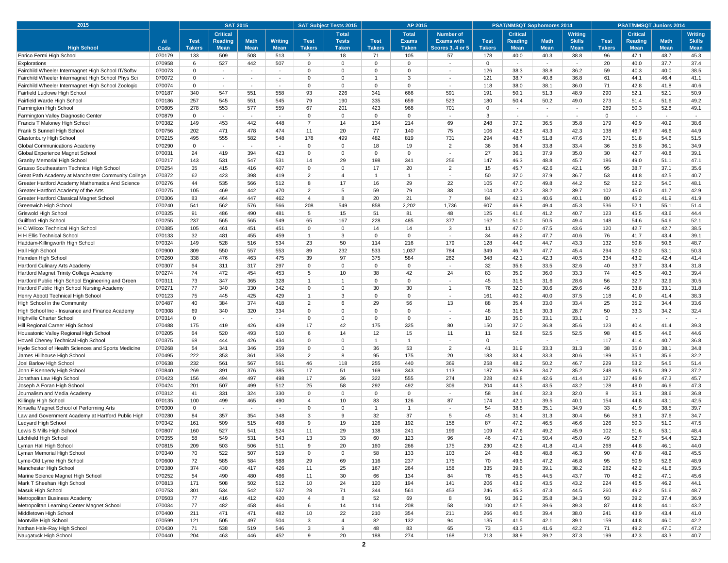| 2015 | | SAT 2015 | | | | SAT Subject Tests 2015 | | AP 2015 | | | PSAT/NMSQT Sophomores 2014 | | | | PSAT/NMSQT Juniors 2014 | | | |
|---|---|---|---|---|---|---|---|---|---|---|---|---|---|---|---|---|---|---|
| High School | AI Code | Test Takers | Critical Reading Mean | Math Mean | Writing Mean | Test Takers | Total Tests Taken | Test Takers | Total Exams Taken | Number of Exams with Scores 3, 4 or 5 | Test Takers | Critical Reading Mean | Math Mean | Writing Skills Mean | Test Takers | Critical Reading Mean | Math Mean | Writing Skills Mean |
| Enrico Fermi High School | 070179 | 133 | 509 | 508 | 513 | 7 | 18 | 71 | 105 | 57 | 178 | 40.0 | 40.3 | 38.8 | 96 | 47.1 | 48.7 | 45.3 |
| Explorations | 070958 | 6 | 527 | 442 | 507 | 0 | 0 | 0 | 0 | - | 0 | - | - | - | 20 | 40.0 | 37.7 | 37.4 |
| Fairchild Wheeler Intermagnet High School IT/Softw | 070073 | 0 | - | - | - | 0 | 0 | 0 | 0 | - | 126 | 38.3 | 38.8 | 36.2 | 59 | 40.3 | 40.0 | 38.5 |
| Fairchild Wheeler Intermagnet High School Phys Sci | 070072 | 0 | - | - | - | 0 | 0 | 1 | 3 | - | 121 | 38.7 | 40.8 | 36.8 | 61 | 44.1 | 46.4 | 41.1 |
| Fairchild Wheeler Intermagnet High School Zoologic | 070074 | 0 | - | - | - | 0 | 0 | 0 | 0 | - | 118 | 38.0 | 38.1 | 36.0 | 71 | 42.8 | 41.8 | 40.6 |
| Fairfield Ludlowe High School | 070187 | 340 | 547 | 551 | 558 | 93 | 226 | 341 | 666 | 591 | 191 | 50.1 | 51.3 | 48.9 | 290 | 52.1 | 52.1 | 50.9 |
| Fairfield Warde High School | 070186 | 257 | 545 | 551 | 545 | 79 | 190 | 335 | 659 | 523 | 180 | 50.4 | 50.2 | 49.0 | 273 | 51.4 | 51.6 | 49.2 |
| Farmington High School | 070805 | 278 | 553 | 577 | 559 | 67 | 201 | 423 | 968 | 701 | 0 | - | - | - | 289 | 50.3 | 52.8 | 49.1 |
| Farmington Valley Diagnostic Center | 070879 | 0 | - | - | - | 0 | 0 | 0 | 0 | - | 3 | - | - | - | 0 | - | - | - |
| Francis T Maloney High School | 070382 | 149 | 453 | 442 | 448 | 7 | 14 | 134 | 214 | 69 | 248 | 37.2 | 36.5 | 35.8 | 179 | 40.9 | 40.9 | 38.6 |
| Frank S Bunnell High School | 070756 | 202 | 471 | 478 | 474 | 11 | 20 | 77 | 140 | 75 | 106 | 42.8 | 43.3 | 42.3 | 138 | 46.7 | 46.6 | 44.9 |
| Glastonbury High School | 070215 | 495 | 555 | 582 | 548 | 178 | 499 | 482 | 819 | 731 | 294 | 48.7 | 51.8 | 47.6 | 371 | 51.8 | 54.6 | 51.5 |
| Global Communications Academy | 070290 | 0 | - | - | - | 0 | 0 | 18 | 19 | 2 | 36 | 36.4 | 33.8 | 33.4 | 36 | 35.8 | 36.1 | 34.9 |
| Global Experience Magnet School | 070031 | 24 | 419 | 394 | 423 | 0 | 0 | 0 | 0 | - | 27 | 36.1 | 37.9 | 35.0 | 30 | 42.7 | 40.8 | 39.1 |
| Granby Memorial High School | 070217 | 143 | 531 | 547 | 531 | 14 | 29 | 198 | 341 | 256 | 147 | 46.3 | 48.8 | 45.7 | 186 | 49.0 | 51.1 | 47.1 |
| Grasso Southeastern Technical High School | 070254 | 35 | 415 | 416 | 407 | 0 | 0 | 17 | 20 | 2 | 15 | 45.7 | 42.6 | 42.1 | 95 | 38.7 | 37.1 | 35.6 |
| Great Path Academy at Manchester Community College | 070372 | 62 | 423 | 398 | 419 | 2 | 4 | 1 | 1 | - | 50 | 37.0 | 37.9 | 36.7 | 53 | 44.8 | 42.5 | 40.7 |
| Greater Hartford Academy Mathematics And Science | 070276 | 44 | 535 | 566 | 512 | 8 | 17 | 16 | 29 | 22 | 105 | 47.0 | 49.8 | 44.2 | 52 | 52.2 | 54.0 | 48.1 |
| Greater Hartford Academy of the Arts | 070275 | 105 | 469 | 442 | 470 | 2 | 5 | 59 | 79 | 38 | 104 | 42.3 | 38.2 | 39.7 | 102 | 45.0 | 41.7 | 42.9 |
| Greater Hartford Classical Magnet School | 070306 | 83 | 464 | 447 | 462 | 4 | 8 | 20 | 21 | 7 | 84 | 42.1 | 40.6 | 40.1 | 80 | 45.2 | 41.9 | 41.9 |
| Greenwich High School | 070240 | 541 | 562 | 576 | 566 | 208 | 549 | 858 | 2,202 | 1,736 | 607 | 46.8 | 49.4 | 45.3 | 536 | 52.1 | 55.1 | 51.4 |
| Griswold High School | 070325 | 91 | 486 | 490 | 481 | 5 | 15 | 51 | 81 | 48 | 125 | 41.6 | 41.2 | 40.7 | 123 | 45.5 | 43.6 | 44.4 |
| Guilford High School | 070255 | 237 | 565 | 565 | 549 | 65 | 167 | 228 | 485 | 377 | 162 | 51.0 | 50.5 | 49.4 | 148 | 54.6 | 54.6 | 52.1 |
| H C Wilcox Technical High School | 070385 | 105 | 461 | 451 | 451 | 0 | 0 | 14 | 14 | 3 | 11 | 47.0 | 47.5 | 43.6 | 120 | 42.7 | 42.7 | 38.5 |
| H H Ellis Technical School | 070133 | 32 | 481 | 455 | 459 | 1 | 3 | 0 | 0 | - | 34 | 46.2 | 47.7 | 40.6 | 76 | 41.7 | 43.4 | 39.1 |
| Haddam-Killingworth High School | 070324 | 149 | 528 | 516 | 534 | 23 | 50 | 114 | 216 | 179 | 128 | 44.9 | 44.7 | 43.3 | 132 | 50.8 | 50.6 | 48.7 |
| Hall High School | 070900 | 309 | 550 | 557 | 553 | 89 | 232 | 533 | 1,037 | 784 | 349 | 46.7 | 47.7 | 45.4 | 294 | 52.0 | 53.1 | 50.3 |
| Hamden High School | 070260 | 338 | 476 | 463 | 475 | 39 | 97 | 375 | 584 | 262 | 348 | 42.1 | 42.3 | 40.5 | 334 | 43.2 | 42.4 | 41.4 |
| Hartford Culinary Arts Academy | 070307 | 64 | 311 | 317 | 297 | 0 | 0 | 0 | 0 | - | 32 | 35.6 | 33.5 | 32.6 | 40 | 33.7 | 33.4 | 31.8 |
| Hartford Magnet Trinity College Academy | 070274 | 74 | 472 | 454 | 453 | 5 | 10 | 38 | 42 | 24 | 83 | 35.9 | 36.0 | 33.3 | 74 | 40.5 | 40.3 | 39.4 |
| Hartford Public High School Engineering and Green | 070311 | 73 | 347 | 365 | 328 | 1 | 1 | 0 | 0 | - | 45 | 31.5 | 31.6 | 28.6 | 56 | 32.7 | 32.9 | 30.5 |
| Hartford Public High School Nursing Academy | 070271 | 77 | 340 | 330 | 342 | 0 | 0 | 30 | 30 | 1 | 76 | 32.0 | 30.6 | 29.6 | 46 | 33.8 | 33.1 | 31.8 |
| Henry Abbott Technical High School | 070123 | 75 | 445 | 425 | 429 | 1 | 3 | 0 | 0 | - | 161 | 40.2 | 40.0 | 37.5 | 118 | 41.0 | 41.4 | 38.3 |
| High School in the Community | 070487 | 40 | 384 | 374 | 418 | 2 | 6 | 29 | 56 | 13 | 88 | 35.4 | 33.0 | 33.4 | 25 | 35.2 | 34.4 | 33.6 |
| High School Inc - Insurance and Finance Academy | 070308 | 69 | 340 | 320 | 334 | 0 | 0 | 0 | 0 | - | 48 | 31.8 | 30.3 | 28.7 | 50 | 33.3 | 34.2 | 32.4 |
| Highville Charter School | 070314 | 0 | - | - | - | 0 | 0 | 0 | 0 | - | 10 | 35.0 | 33.1 | 33.1 | 0 | - | - | - |
| Hill Regional Career High School | 070488 | 175 | 419 | 426 | 439 | 17 | 42 | 175 | 325 | 80 | 150 | 37.0 | 36.8 | 35.6 | 123 | 40.4 | 41.4 | 39.3 |
| Housatonic Valley Regional High School | 070205 | 64 | 520 | 493 | 510 | 6 | 14 | 12 | 15 | 11 | 11 | 52.8 | 52.5 | 52.5 | 98 | 46.5 | 44.6 | 44.6 |
| Howell Cheney Technical High School | 070375 | 68 | 444 | 426 | 434 | 0 | 0 | 1 | 1 | - | 0 | - | - | - | 117 | 41.4 | 40.7 | 36.8 |
| Hyde School of Health Sciences and Sports Medicine | 070268 | 54 | 341 | 346 | 359 | 0 | 0 | 36 | 53 | 2 | 41 | 31.9 | 33.3 | 31.3 | 38 | 35.0 | 38.1 | 34.8 |
| James Hillhouse High School | 070495 | 222 | 353 | 361 | 358 | 2 | 8 | 95 | 175 | 20 | 183 | 33.4 | 33.3 | 30.6 | 189 | 35.1 | 35.6 | 32.2 |
| Joel Barlow High School | 070638 | 232 | 561 | 567 | 561 | 46 | 118 | 255 | 440 | 369 | 258 | 48.2 | 50.2 | 46.7 | 229 | 53.2 | 54.5 | 51.4 |
| John F Kennedy High School | 070840 | 269 | 391 | 376 | 385 | 17 | 51 | 169 | 343 | 113 | 187 | 36.8 | 34.7 | 35.2 | 248 | 39.5 | 39.2 | 37.2 |
| Jonathan Law High School | 070423 | 156 | 494 | 497 | 498 | 17 | 36 | 322 | 555 | 274 | 228 | 42.8 | 42.6 | 41.4 | 127 | 46.9 | 47.3 | 45.7 |
| Joseph A Foran High School | 070424 | 201 | 507 | 499 | 512 | 25 | 58 | 292 | 492 | 309 | 204 | 44.3 | 43.5 | 43.2 | 128 | 48.0 | 46.6 | 47.3 |
| Journalism and Media Academy | 070312 | 41 | 331 | 324 | 330 | 0 | 0 | 0 | 0 | - | 58 | 34.6 | 32.3 | 32.0 | 8 | 35.1 | 38.6 | 36.8 |
| Killingly High School | 070135 | 100 | 499 | 465 | 490 | 4 | 10 | 83 | 126 | 87 | 174 | 42.1 | 39.5 | 40.1 | 154 | 44.8 | 43.1 | 42.5 |
| Kinsella Magnet School of Performing Arts | 070300 | 0 | - | - | - | 0 | 0 | 1 | 1 | - | 54 | 38.8 | 35.1 | 34.9 | 33 | 41.9 | 38.5 | 39.7 |
| Law and Government Academy at Hartford Public High | 070280 | 84 | 357 | 354 | 348 | 3 | 9 | 32 | 37 | 5 | 45 | 31.4 | 31.3 | 30.4 | 56 | 38.1 | 37.6 | 34.7 |
| Ledyard High School | 070342 | 161 | 509 | 515 | 498 | 9 | 19 | 126 | 192 | 158 | 87 | 47.2 | 46.5 | 46.6 | 126 | 50.3 | 51.0 | 47.5 |
| Lewis S Mills High School | 070807 | 160 | 527 | 541 | 524 | 11 | 29 | 138 | 241 | 199 | 109 | 47.6 | 49.2 | 45.9 | 102 | 51.6 | 53.1 | 48.4 |
| Litchfield High School | 070355 | 58 | 549 | 531 | 543 | 13 | 33 | 60 | 123 | 96 | 46 | 47.1 | 50.4 | 45.0 | 49 | 52.7 | 54.4 | 52.3 |
| Lyman Hall High School | 070815 | 209 | 503 | 506 | 511 | 9 | 20 | 160 | 266 | 175 | 230 | 42.6 | 41.8 | 41.4 | 268 | 44.8 | 46.1 | 44.0 |
| Lyman Memorial High School | 070340 | 70 | 522 | 507 | 519 | 0 | 0 | 58 | 133 | 103 | 24 | 48.6 | 48.8 | 46.3 | 90 | 47.8 | 48.9 | 45.5 |
| Lyme-Old Lyme High School | 070600 | 72 | 585 | 584 | 588 | 29 | 69 | 116 | 237 | 175 | 70 | 49.5 | 47.2 | 46.8 | 95 | 50.9 | 52.6 | 48.9 |
| Manchester High School | 070380 | 374 | 430 | 417 | 426 | 11 | 25 | 167 | 264 | 158 | 335 | 39.6 | 39.1 | 38.2 | 282 | 42.2 | 41.8 | 39.5 |
| Marine Science Magnet High School | 070252 | 54 | 490 | 480 | 486 | 11 | 30 | 66 | 134 | 84 | 76 | 45.5 | 44.5 | 43.7 | 70 | 48.2 | 47.1 | 45.6 |
| Mark T Sheehan High School | 070813 | 171 | 508 | 502 | 512 | 10 | 24 | 120 | 194 | 141 | 206 | 43.9 | 43.5 | 43.2 | 224 | 46.5 | 46.2 | 44.1 |
| Masuk High School | 070753 | 301 | 534 | 542 | 537 | 28 | 71 | 344 | 561 | 453 | 246 | 45.3 | 47.3 | 44.5 | 260 | 49.2 | 51.6 | 48.7 |
| Metropolitan Business Academy | 070503 | 77 | 416 | 412 | 420 | 4 | 8 | 52 | 69 | 8 | 91 | 36.2 | 35.8 | 34.3 | 93 | 39.2 | 37.4 | 36.9 |
| Metropolitan Learning Center Magnet School | 070034 | 77 | 482 | 458 | 464 | 6 | 14 | 114 | 208 | 58 | 100 | 42.5 | 39.6 | 39.3 | 87 | 44.8 | 44.1 | 43.2 |
| Middletown High School | 070400 | 211 | 471 | 471 | 482 | 10 | 22 | 210 | 354 | 211 | 266 | 40.5 | 39.4 | 38.0 | 241 | 43.9 | 43.4 | 41.0 |
| Montville High School | 070599 | 121 | 505 | 497 | 504 | 3 | 4 | 82 | 132 | 94 | 135 | 41.5 | 42.1 | 39.1 | 159 | 44.8 | 46.0 | 42.2 |
| Nathan Hale-Ray High School | 070430 | 71 | 538 | 519 | 546 | 3 | 9 | 48 | 83 | 65 | 73 | 43.3 | 41.6 | 42.2 | 71 | 49.2 | 47.0 | 47.2 |
| Naugatuck High School | 070440 | 204 | 463 | 446 | 452 | 9 | 20 | 188 | 274 | 168 | 213 | 38.9 | 39.2 | 37.3 | 199 | 42.3 | 43.3 | 40.7 |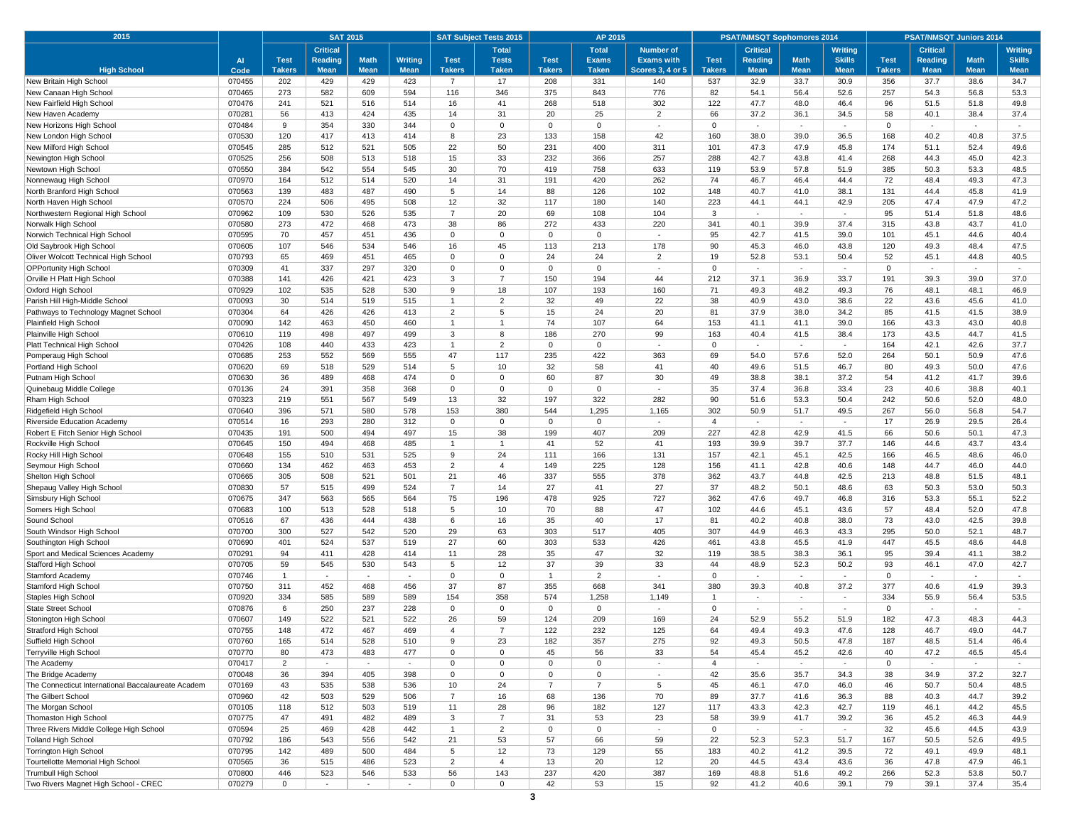| 2015 | | SAT 2015 | | | | SAT Subject Tests 2015 | | AP 2015 | | | PSAT/NMSQT Sophomores 2014 | | | | PSAT/NMSQT Juniors 2014 | | | |
|---|---|---|---|---|---|---|---|---|---|---|---|---|---|---|---|---|---|---|
| High School | AI Code | Test Takers | Critical Reading Mean | Math Mean | Writing Mean | Test Takers | Total Tests Taken | Test Takers | Total Exams Taken | Number of Exams with Scores 3, 4 or 5 | Test Takers | Critical Reading Mean | Math Mean | Writing Skills Mean | Test Takers | Critical Reading Mean | Math Mean | Writing Skills Mean |
| New Britain High School | 070455 | 202 | 429 | 429 | 423 | 7 | 17 | 208 | 331 | 140 | 537 | 32.9 | 33.7 | 30.9 | 356 | 37.7 | 38.6 | 34.7 |
| New Canaan High School | 070465 | 273 | 582 | 609 | 594 | 116 | 346 | 375 | 843 | 776 | 82 | 54.1 | 56.4 | 52.6 | 257 | 54.3 | 56.8 | 53.3 |
| New Fairfield High School | 070476 | 241 | 521 | 516 | 514 | 16 | 41 | 268 | 518 | 302 | 122 | 47.7 | 48.0 | 46.4 | 96 | 51.5 | 51.8 | 49.8 |
| New Haven Academy | 070281 | 56 | 413 | 424 | 435 | 14 | 31 | 20 | 25 | 2 | 66 | 37.2 | 36.1 | 34.5 | 58 | 40.1 | 38.4 | 37.4 |
| New Horizons High School | 070484 | 9 | 354 | 330 | 344 | 0 | 0 | 0 | 0 | - | 0 | - | - | - | 0 | - | - | - |
| New London High School | 070530 | 120 | 417 | 413 | 414 | 8 | 23 | 133 | 158 | 42 | 160 | 38.0 | 39.0 | 36.5 | 168 | 40.2 | 40.8 | 37.5 |
| New Milford High School | 070545 | 285 | 512 | 521 | 505 | 22 | 50 | 231 | 400 | 311 | 101 | 47.3 | 47.9 | 45.8 | 174 | 51.1 | 52.4 | 49.6 |
| Newington High School | 070525 | 256 | 508 | 513 | 518 | 15 | 33 | 232 | 366 | 257 | 288 | 42.7 | 43.8 | 41.4 | 268 | 44.3 | 45.0 | 42.3 |
| Newtown High School | 070550 | 384 | 542 | 554 | 545 | 30 | 70 | 419 | 758 | 633 | 119 | 53.9 | 57.8 | 51.9 | 385 | 50.3 | 53.3 | 48.5 |
| Nonnewaug High School | 070970 | 164 | 512 | 514 | 520 | 14 | 31 | 191 | 420 | 262 | 74 | 46.7 | 46.4 | 44.4 | 72 | 48.4 | 49.3 | 47.3 |
| North Branford High School | 070563 | 139 | 483 | 487 | 490 | 5 | 14 | 88 | 126 | 102 | 148 | 40.7 | 41.0 | 38.1 | 131 | 44.4 | 45.8 | 41.9 |
| North Haven High School | 070570 | 224 | 506 | 495 | 508 | 12 | 32 | 117 | 180 | 140 | 223 | 44.1 | 44.1 | 42.9 | 205 | 47.4 | 47.9 | 47.2 |
| Northwestern Regional High School | 070962 | 109 | 530 | 526 | 535 | 7 | 20 | 69 | 108 | 104 | 3 | - | - | - | 95 | 51.4 | 51.8 | 48.6 |
| Norwalk High School | 070580 | 273 | 472 | 468 | 473 | 38 | 86 | 272 | 433 | 220 | 341 | 40.1 | 39.9 | 37.4 | 315 | 43.8 | 43.7 | 41.0 |
| Norwich Technical High School | 070595 | 70 | 457 | 451 | 436 | 0 | 0 | 0 | 0 | - | 95 | 42.7 | 41.5 | 39.0 | 101 | 45.1 | 44.6 | 40.4 |
| Old Saybrook High School | 070605 | 107 | 546 | 534 | 546 | 16 | 45 | 113 | 213 | 178 | 90 | 45.3 | 46.0 | 43.8 | 120 | 49.3 | 48.4 | 47.5 |
| Oliver Wolcott Technical High School | 070793 | 65 | 469 | 451 | 465 | 0 | 0 | 24 | 24 | 2 | 19 | 52.8 | 53.1 | 50.4 | 52 | 45.1 | 44.8 | 40.5 |
| OPPortunity High School | 070309 | 41 | 337 | 297 | 320 | 0 | 0 | 0 | 0 | - | 0 | - | - | - | 0 | - | - | - |
| Orville H Platt High School | 070388 | 141 | 426 | 421 | 423 | 3 | 7 | 150 | 194 | 44 | 212 | 37.1 | 36.9 | 33.7 | 191 | 39.3 | 39.0 | 37.0 |
| Oxford High School | 070929 | 102 | 535 | 528 | 530 | 9 | 18 | 107 | 193 | 160 | 71 | 49.3 | 48.2 | 49.3 | 76 | 48.1 | 48.1 | 46.9 |
| Parish Hill High-Middle School | 070093 | 30 | 514 | 519 | 515 | 1 | 2 | 32 | 49 | 22 | 38 | 40.9 | 43.0 | 38.6 | 22 | 43.6 | 45.6 | 41.0 |
| Pathways to Technology Magnet School | 070304 | 64 | 426 | 426 | 413 | 2 | 5 | 15 | 24 | 20 | 81 | 37.9 | 38.0 | 34.2 | 85 | 41.5 | 41.5 | 38.9 |
| Plainfield High School | 070090 | 142 | 463 | 450 | 460 | 1 | 1 | 74 | 107 | 64 | 153 | 41.1 | 41.1 | 39.0 | 166 | 43.3 | 43.0 | 40.8 |
| Plainville High School | 070610 | 119 | 498 | 497 | 499 | 3 | 8 | 186 | 270 | 99 | 163 | 40.4 | 41.5 | 38.4 | 173 | 43.5 | 44.7 | 41.5 |
| Platt Technical High School | 070426 | 108 | 440 | 433 | 423 | 1 | 2 | 0 | 0 | - | 0 | - | - | - | 164 | 42.1 | 42.6 | 37.7 |
| Pomperaug High School | 070685 | 253 | 552 | 569 | 555 | 47 | 117 | 235 | 422 | 363 | 69 | 54.0 | 57.6 | 52.0 | 264 | 50.1 | 50.9 | 47.6 |
| Portland High School | 070620 | 69 | 518 | 529 | 514 | 5 | 10 | 32 | 58 | 41 | 40 | 49.6 | 51.5 | 46.7 | 80 | 49.3 | 50.0 | 47.6 |
| Putnam High School | 070630 | 36 | 489 | 468 | 474 | 0 | 0 | 60 | 87 | 30 | 49 | 38.8 | 38.1 | 37.2 | 54 | 41.2 | 41.7 | 39.6 |
| Quinebaug Middle College | 070136 | 24 | 391 | 358 | 368 | 0 | 0 | 0 | 0 | - | 35 | 37.4 | 36.8 | 33.4 | 23 | 40.6 | 38.8 | 40.1 |
| Rham High School | 070323 | 219 | 551 | 567 | 549 | 13 | 32 | 197 | 322 | 282 | 90 | 51.6 | 53.3 | 50.4 | 242 | 50.6 | 52.0 | 48.0 |
| Ridgefield High School | 070640 | 396 | 571 | 580 | 578 | 153 | 380 | 544 | 1,295 | 1,165 | 302 | 50.9 | 51.7 | 49.5 | 267 | 56.0 | 56.8 | 54.7 |
| Riverside Education Academy | 070514 | 16 | 293 | 280 | 312 | 0 | 0 | 0 | 0 | - | 4 | - | - | - | 17 | 26.9 | 29.5 | 26.4 |
| Robert E Fitch Senior High School | 070435 | 191 | 500 | 494 | 497 | 15 | 38 | 199 | 407 | 209 | 227 | 42.8 | 42.9 | 41.5 | 66 | 50.6 | 50.1 | 47.3 |
| Rockville High School | 070645 | 150 | 494 | 468 | 485 | 1 | 1 | 41 | 52 | 41 | 193 | 39.9 | 39.7 | 37.7 | 146 | 44.6 | 43.7 | 43.4 |
| Rocky Hill High School | 070648 | 155 | 510 | 531 | 525 | 9 | 24 | 111 | 166 | 131 | 157 | 42.1 | 45.1 | 42.5 | 166 | 46.5 | 48.6 | 46.0 |
| Seymour High School | 070660 | 134 | 462 | 463 | 453 | 2 | 4 | 149 | 225 | 128 | 156 | 41.1 | 42.8 | 40.6 | 148 | 44.7 | 46.0 | 44.0 |
| Shelton High School | 070665 | 305 | 508 | 521 | 501 | 21 | 46 | 337 | 555 | 378 | 362 | 43.7 | 44.8 | 42.5 | 213 | 48.8 | 51.5 | 48.1 |
| Shepaug Valley High School | 070830 | 57 | 515 | 499 | 524 | 7 | 14 | 27 | 41 | 27 | 37 | 48.2 | 50.1 | 48.6 | 63 | 50.3 | 53.0 | 50.3 |
| Simsbury High School | 070675 | 347 | 563 | 565 | 564 | 75 | 196 | 478 | 925 | 727 | 362 | 47.6 | 49.7 | 46.8 | 316 | 53.3 | 55.1 | 52.2 |
| Somers High School | 070683 | 100 | 513 | 528 | 518 | 5 | 10 | 70 | 88 | 47 | 102 | 44.6 | 45.1 | 43.6 | 57 | 48.4 | 52.0 | 47.8 |
| Sound School | 070516 | 67 | 436 | 444 | 438 | 6 | 16 | 35 | 40 | 17 | 81 | 40.2 | 40.8 | 38.0 | 73 | 43.0 | 42.5 | 39.8 |
| South Windsor High School | 070700 | 300 | 527 | 542 | 520 | 29 | 63 | 303 | 517 | 405 | 307 | 44.9 | 46.3 | 43.3 | 295 | 50.0 | 52.1 | 48.7 |
| Southington High School | 070690 | 401 | 524 | 537 | 519 | 27 | 60 | 303 | 533 | 426 | 461 | 43.8 | 45.5 | 41.9 | 447 | 45.5 | 48.6 | 44.8 |
| Sport and Medical Sciences Academy | 070291 | 94 | 411 | 428 | 414 | 11 | 28 | 35 | 47 | 32 | 119 | 38.5 | 38.3 | 36.1 | 95 | 39.4 | 41.1 | 38.2 |
| Stafford High School | 070705 | 59 | 545 | 530 | 543 | 5 | 12 | 37 | 39 | 33 | 44 | 48.9 | 52.3 | 50.2 | 93 | 46.1 | 47.0 | 42.7 |
| Stamford Academy | 070746 | 1 | - | - | - | 0 | 0 | 1 | 2 | - | 0 | - | - | - | 0 | - | - | - |
| Stamford High School | 070750 | 311 | 452 | 468 | 456 | 37 | 87 | 355 | 668 | 341 | 380 | 39.3 | 40.8 | 37.2 | 377 | 40.6 | 41.9 | 39.3 |
| Staples High School | 070920 | 334 | 585 | 589 | 589 | 154 | 358 | 574 | 1,258 | 1,149 | 1 | - | - | - | 334 | 55.9 | 56.4 | 53.5 |
| State Street School | 070876 | 6 | 250 | 237 | 228 | 0 | 0 | 0 | 0 | - | 0 | - | - | - | 0 | - | - | - |
| Stonington High School | 070607 | 149 | 522 | 521 | 522 | 26 | 59 | 124 | 209 | 169 | 24 | 52.9 | 55.2 | 51.9 | 182 | 47.3 | 48.3 | 44.3 |
| Stratford High School | 070755 | 148 | 472 | 467 | 469 | 4 | 7 | 122 | 232 | 125 | 64 | 49.4 | 49.3 | 47.6 | 128 | 46.7 | 49.0 | 44.7 |
| Suffield High School | 070760 | 165 | 514 | 528 | 510 | 9 | 23 | 182 | 357 | 275 | 92 | 49.3 | 50.5 | 47.8 | 187 | 48.5 | 51.4 | 46.4 |
| Terryville High School | 070770 | 80 | 473 | 483 | 477 | 0 | 0 | 45 | 56 | 33 | 54 | 45.4 | 45.2 | 42.6 | 40 | 47.2 | 46.5 | 45.4 |
| The Academy | 070417 | 2 | - | - | - | 0 | 0 | 0 | 0 | - | 4 | - | - | - | 0 | - | - | - |
| The Bridge Academy | 070048 | 36 | 394 | 405 | 398 | 0 | 0 | 0 | 0 | - | 42 | 35.6 | 35.7 | 34.3 | 38 | 34.9 | 37.2 | 32.7 |
| The Connecticut International Baccalaureate Academ | 070169 | 43 | 535 | 538 | 536 | 10 | 24 | 7 | 7 | 5 | 45 | 46.1 | 47.0 | 46.0 | 46 | 50.7 | 50.4 | 48.5 |
| The Gilbert School | 070960 | 42 | 503 | 529 | 506 | 7 | 16 | 68 | 136 | 70 | 89 | 37.7 | 41.6 | 36.3 | 88 | 40.3 | 44.7 | 39.2 |
| The Morgan School | 070105 | 118 | 512 | 503 | 519 | 11 | 28 | 96 | 182 | 127 | 117 | 43.3 | 42.3 | 42.7 | 119 | 46.1 | 44.2 | 45.5 |
| Thomaston High School | 070775 | 47 | 491 | 482 | 489 | 3 | 7 | 31 | 53 | 23 | 58 | 39.9 | 41.7 | 39.2 | 36 | 45.2 | 46.3 | 44.9 |
| Three Rivers Middle College High School | 070594 | 25 | 469 | 428 | 442 | 1 | 2 | 0 | 0 | - | 0 | - | - | - | 32 | 45.6 | 44.5 | 43.9 |
| Tolland High School | 070792 | 186 | 543 | 556 | 542 | 21 | 53 | 57 | 66 | 59 | 22 | 52.3 | 52.3 | 51.7 | 167 | 50.5 | 52.6 | 49.5 |
| Torrington High School | 070795 | 142 | 489 | 500 | 484 | 5 | 12 | 73 | 129 | 55 | 183 | 40.2 | 41.2 | 39.5 | 72 | 49.1 | 49.9 | 48.1 |
| Tourtellotte Memorial High School | 070565 | 36 | 515 | 486 | 523 | 2 | 4 | 13 | 20 | 12 | 20 | 44.5 | 43.4 | 43.6 | 36 | 47.8 | 47.9 | 46.1 |
| Trumbull High School | 070800 | 446 | 523 | 546 | 533 | 56 | 143 | 237 | 420 | 387 | 169 | 48.8 | 51.6 | 49.2 | 266 | 52.3 | 53.8 | 50.7 |
| Two Rivers Magnet High School - CREC | 070279 | 0 | - | - | - | 0 | 0 | 42 | 53 | 15 | 92 | 41.2 | 40.6 | 39.1 | 79 | 39.1 | 37.4 | 35.4 |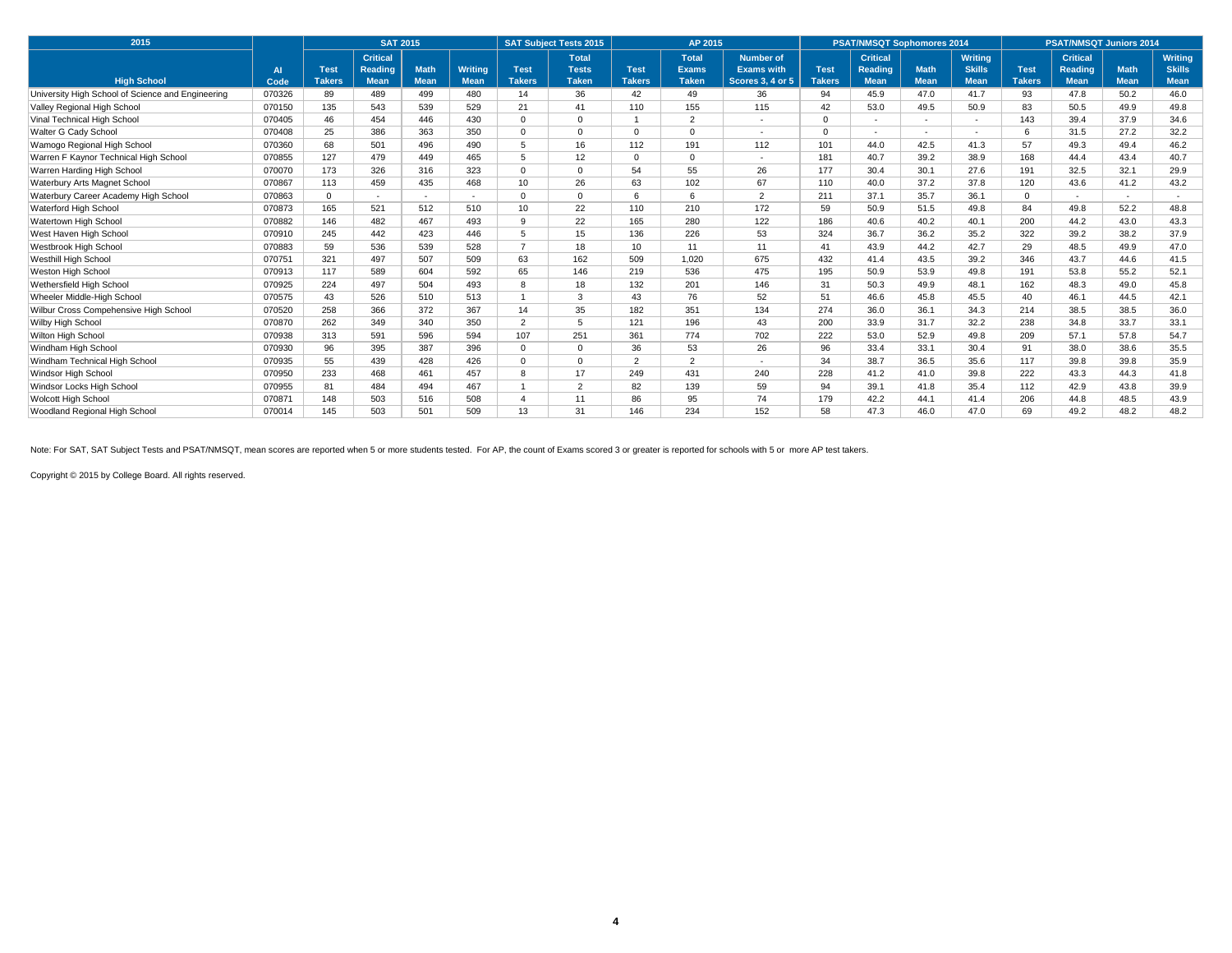| 2015 | | SAT 2015 | | | | SAT Subject Tests 2015 | | AP 2015 | | | PSAT/NMSQT Sophomores 2014 | | | | PSAT/NMSQT Juniors 2014 | | | |
|---|---|---|---|---|---|---|---|---|---|---|---|---|---|---|---|---|---|---|
| High School | AI Code | Test Takers | Critical Reading Mean | Math Mean | Writing Mean | Test Takers | Total Tests Taken | Test Takers | Total Exams Taken | Number of Exams with Scores 3, 4 or 5 | Test Takers | Critical Reading Mean | Math Mean | Writing Skills Mean | Test Takers | Critical Reading Mean | Math Mean | Writing Skills Mean |
| University High School of Science and Engineering | 070326 | 89 | 489 | 499 | 480 | 14 | 36 | 42 | 49 | 36 | 94 | 45.9 | 47.0 | 41.7 | 93 | 47.8 | 50.2 | 46.0 |
| Valley Regional High School | 070150 | 135 | 543 | 539 | 529 | 21 | 41 | 110 | 155 | 115 | 42 | 53.0 | 49.5 | 50.9 | 83 | 50.5 | 49.9 | 49.8 |
| Vinal Technical High School | 070405 | 46 | 454 | 446 | 430 | 0 | 0 | 1 | 2 | - | 0 | - | - | - | 143 | 39.4 | 37.9 | 34.6 |
| Walter G Cady School | 070408 | 25 | 386 | 363 | 350 | 0 | 0 | 0 | 0 | - | 0 | - | - | - | 6 | 31.5 | 27.2 | 32.2 |
| Wamogo Regional High School | 070360 | 68 | 501 | 496 | 490 | 5 | 16 | 112 | 191 | 112 | 101 | 44.0 | 42.5 | 41.3 | 57 | 49.3 | 49.4 | 46.2 |
| Warren F Kaynor Technical High School | 070855 | 127 | 479 | 449 | 465 | 5 | 12 | 0 | 0 | - | 181 | 40.7 | 39.2 | 38.9 | 168 | 44.4 | 43.4 | 40.7 |
| Warren Harding High School | 070070 | 173 | 326 | 316 | 323 | 0 | 0 | 54 | 55 | 26 | 177 | 30.4 | 30.1 | 27.6 | 191 | 32.5 | 32.1 | 29.9 |
| Waterbury Arts Magnet School | 070867 | 113 | 459 | 435 | 468 | 10 | 26 | 63 | 102 | 67 | 110 | 40.0 | 37.2 | 37.8 | 120 | 43.6 | 41.2 | 43.2 |
| Waterbury Career Academy High School | 070863 | 0 | - | - | - | 0 | 0 | 6 | 6 | 2 | 211 | 37.1 | 35.7 | 36.1 | 0 | - | - | - |
| Waterford High School | 070873 | 165 | 521 | 512 | 510 | 10 | 22 | 110 | 210 | 172 | 59 | 50.9 | 51.5 | 49.8 | 84 | 49.8 | 52.2 | 48.8 |
| Watertown High School | 070882 | 146 | 482 | 467 | 493 | 9 | 22 | 165 | 280 | 122 | 186 | 40.6 | 40.2 | 40.1 | 200 | 44.2 | 43.0 | 43.3 |
| West Haven High School | 070910 | 245 | 442 | 423 | 446 | 5 | 15 | 136 | 226 | 53 | 324 | 36.7 | 36.2 | 35.2 | 322 | 39.2 | 38.2 | 37.9 |
| Westbrook High School | 070883 | 59 | 536 | 539 | 528 | 7 | 18 | 10 | 11 | 11 | 41 | 43.9 | 44.2 | 42.7 | 29 | 48.5 | 49.9 | 47.0 |
| Westhill High School | 070751 | 321 | 497 | 507 | 509 | 63 | 162 | 509 | 1,020 | 675 | 432 | 41.4 | 43.5 | 39.2 | 346 | 43.7 | 44.6 | 41.5 |
| Weston High School | 070913 | 117 | 589 | 604 | 592 | 65 | 146 | 219 | 536 | 475 | 195 | 50.9 | 53.9 | 49.8 | 191 | 53.8 | 55.2 | 52.1 |
| Wethersfield High School | 070925 | 224 | 497 | 504 | 493 | 8 | 18 | 132 | 201 | 146 | 31 | 50.3 | 49.9 | 48.1 | 162 | 48.3 | 49.0 | 45.8 |
| Wheeler Middle-High School | 070575 | 43 | 526 | 510 | 513 | 1 | 3 | 43 | 76 | 52 | 51 | 46.6 | 45.8 | 45.5 | 40 | 46.1 | 44.5 | 42.1 |
| Wilbur Cross Compehensive High School | 070520 | 258 | 366 | 372 | 367 | 14 | 35 | 182 | 351 | 134 | 274 | 36.0 | 36.1 | 34.3 | 214 | 38.5 | 38.5 | 36.0 |
| Wilby High School | 070870 | 262 | 349 | 340 | 350 | 2 | 5 | 121 | 196 | 43 | 200 | 33.9 | 31.7 | 32.2 | 238 | 34.8 | 33.7 | 33.1 |
| Wilton High School | 070938 | 313 | 591 | 596 | 594 | 107 | 251 | 361 | 774 | 702 | 222 | 53.0 | 52.9 | 49.8 | 209 | 57.1 | 57.8 | 54.7 |
| Windham High School | 070930 | 96 | 395 | 387 | 396 | 0 | 0 | 36 | 53 | 26 | 96 | 33.4 | 33.1 | 30.4 | 91 | 38.0 | 38.6 | 35.5 |
| Windham Technical High School | 070935 | 55 | 439 | 428 | 426 | 0 | 0 | 2 | 2 | - | 34 | 38.7 | 36.5 | 35.6 | 117 | 39.8 | 39.8 | 35.9 |
| Windsor High School | 070950 | 233 | 468 | 461 | 457 | 8 | 17 | 249 | 431 | 240 | 228 | 41.2 | 41.0 | 39.8 | 222 | 43.3 | 44.3 | 41.8 |
| Windsor Locks High School | 070955 | 81 | 484 | 494 | 467 | 1 | 2 | 82 | 139 | 59 | 94 | 39.1 | 41.8 | 35.4 | 112 | 42.9 | 43.8 | 39.9 |
| Wolcott High School | 070871 | 148 | 503 | 516 | 508 | 4 | 11 | 86 | 95 | 74 | 179 | 42.2 | 44.1 | 41.4 | 206 | 44.8 | 48.5 | 43.9 |
| Woodland Regional High School | 070014 | 145 | 503 | 501 | 509 | 13 | 31 | 146 | 234 | 152 | 58 | 47.3 | 46.0 | 47.0 | 69 | 49.2 | 48.2 | 48.2 |

Note: For SAT, SAT Subject Tests and PSAT/NMSQT, mean scores are reported when 5 or more students tested. For AP, the count of Exams scored 3 or greater is reported for schools with 5 or more AP test takers.

Copyright © 2015 by College Board. All rights reserved.